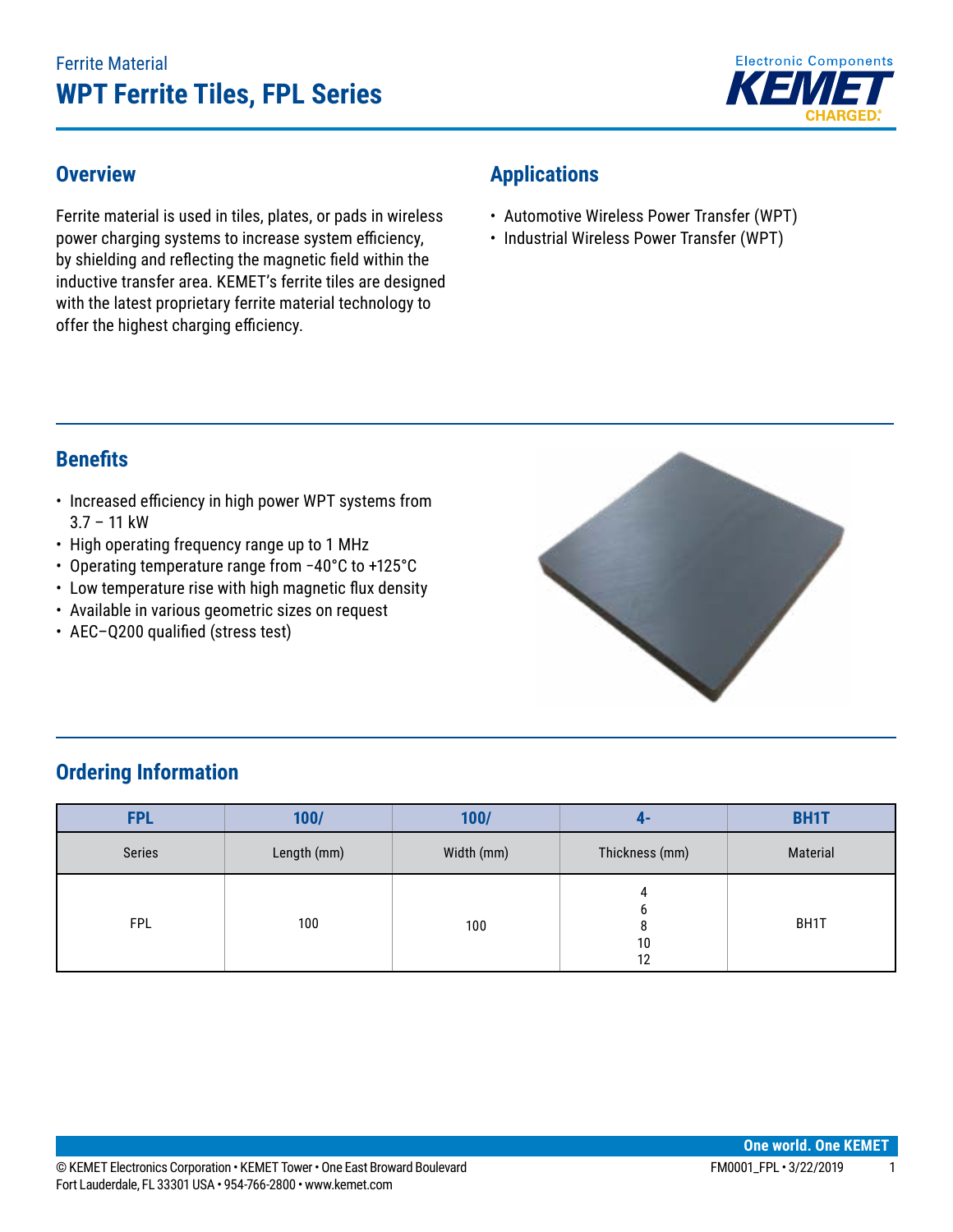Ferrite Material

# WPT Ferrite Tiles, FPL Series

## Overview

Ferrite material is used in tiles, plates, or pads in wireless power charging systems to increase system efficiency, by shielding and reflecting the magnetic field within the inductive transfer area. KEMET's ferrite tiles are designed with the latest proprietary ferrite material technology to offer the highest charging efficiency.

## Applications

- Automotive Wireless Power Transfer (WPT)
- Industrial Wireless Power Transfer (WPT)

## Benefits

- Increased efficiency in high power WPT systems from 3.7 – 11 kW
- High operating frequency range up to 1 MHz
- Operating temperature range from −40°C to +125°C
- Low temperature rise with high magnetic flux density
- Available in various geometric sizes on request
- AEC−Q200 qualified (stress test)

## Ordering Information

| FPL | 100/ | 100/ | 4- | BH1T |
|---|---|---|---|---|
| Series | Length (mm) | Width (mm) | Thickness (mm) | Material |
| FPL | 100 | 100 | 4<br>6<br>8<br>10<br>12 | BH1T |

© KEMET Electronics Corporation • KEMET Tower • One East Broward Boulevard
Fort Lauderdale, FL 33301 USA • 954-766-2800 • www.kemet.com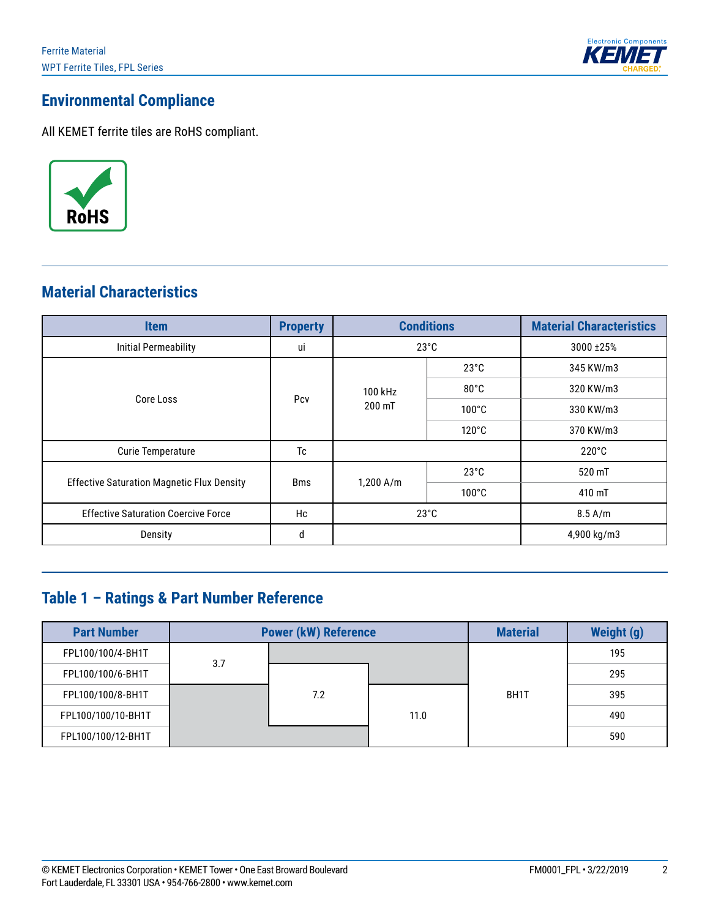## Environmental Compliance

All KEMET ferrite tiles are RoHS compliant.

## Material Characteristics

| Item | Property | Conditions | | Material Characteristics |
|---|---|---|---|---|
| Initial Permeability | ui | 23°C | | 3000 ±25% |
| Core Loss | Pcv | 100 kHz 200 mT | 23°C | 345 KW/m3 |
| | | | 80°C | 320 KW/m3 |
| | | | 100°C | 330 KW/m3 |
| | | | 120°C | 370 KW/m3 |
| Curie Temperature | Tc | | | 220°C |
| Effective Saturation Magnetic Flux Density | Bms | 1,200 A/m | 23°C | 520 mT |
| | | | 100°C | 410 mT |
| Effective Saturation Coercive Force | Hc | 23°C | | 8.5 A/m |
| Density | d | | | 4,900 kg/m3 |

## Table 1 – Ratings & Part Number Reference

| Part Number | Power (kW) Reference | | | Material | Weight (g) |
|---|---|---|---|---|---|
| FPL100/100/4-BH1T | 3.7 | | | BH1T | 195 |
| FPL100/100/6-BH1T | 3.7 | 7.2 | | BH1T | 295 |
| FPL100/100/8-BH1T | | 7.2 | 11.0 | BH1T | 395 |
| FPL100/100/10-BH1T | | 7.2 | 11.0 | BH1T | 490 |
| FPL100/100/12-BH1T | | | 11.0 | BH1T | 590 |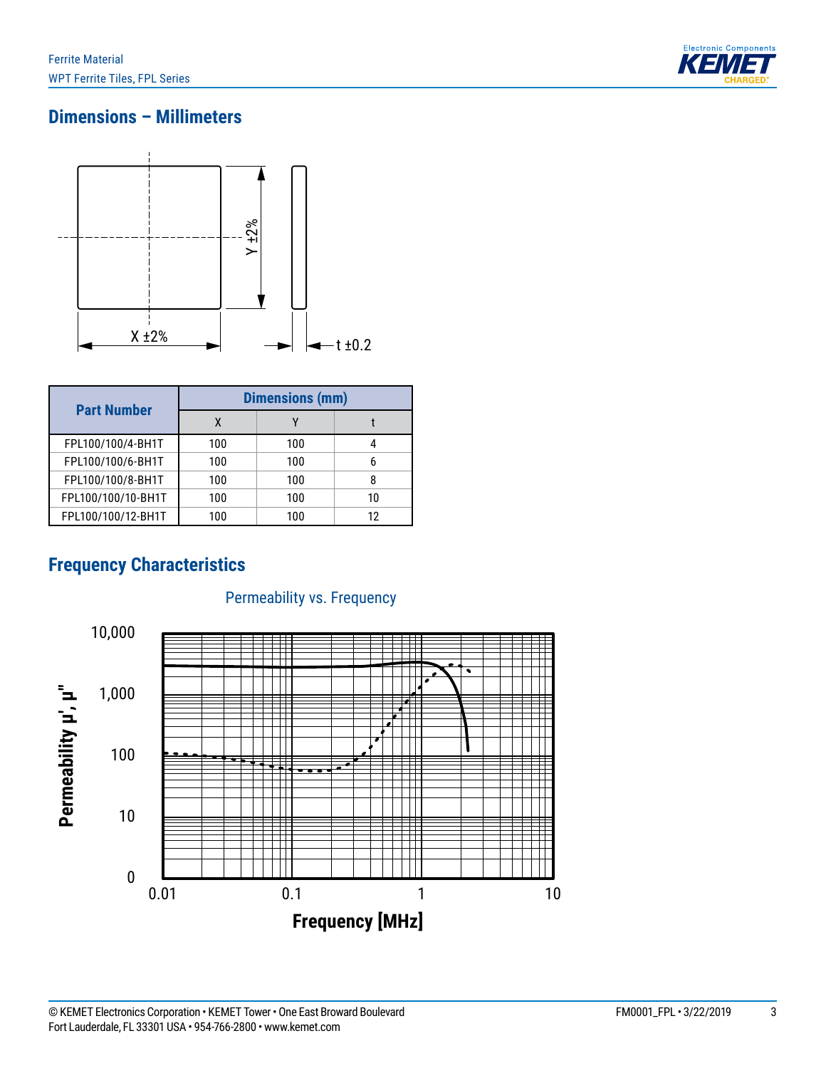## Dimensions – Millimeters

| Part Number | Dimensions (mm) | | |
|---|---|---|---|
| | X | Y | t |
| FPL100/100/4-BH1T | 100 | 100 | 4 |
| FPL100/100/6-BH1T | 100 | 100 | 6 |
| FPL100/100/8-BH1T | 100 | 100 | 8 |
| FPL100/100/10-BH1T | 100 | 100 | 10 |
| FPL100/100/12-BH1T | 100 | 100 | 12 |

## Frequency Characteristics

Permeability vs. Frequency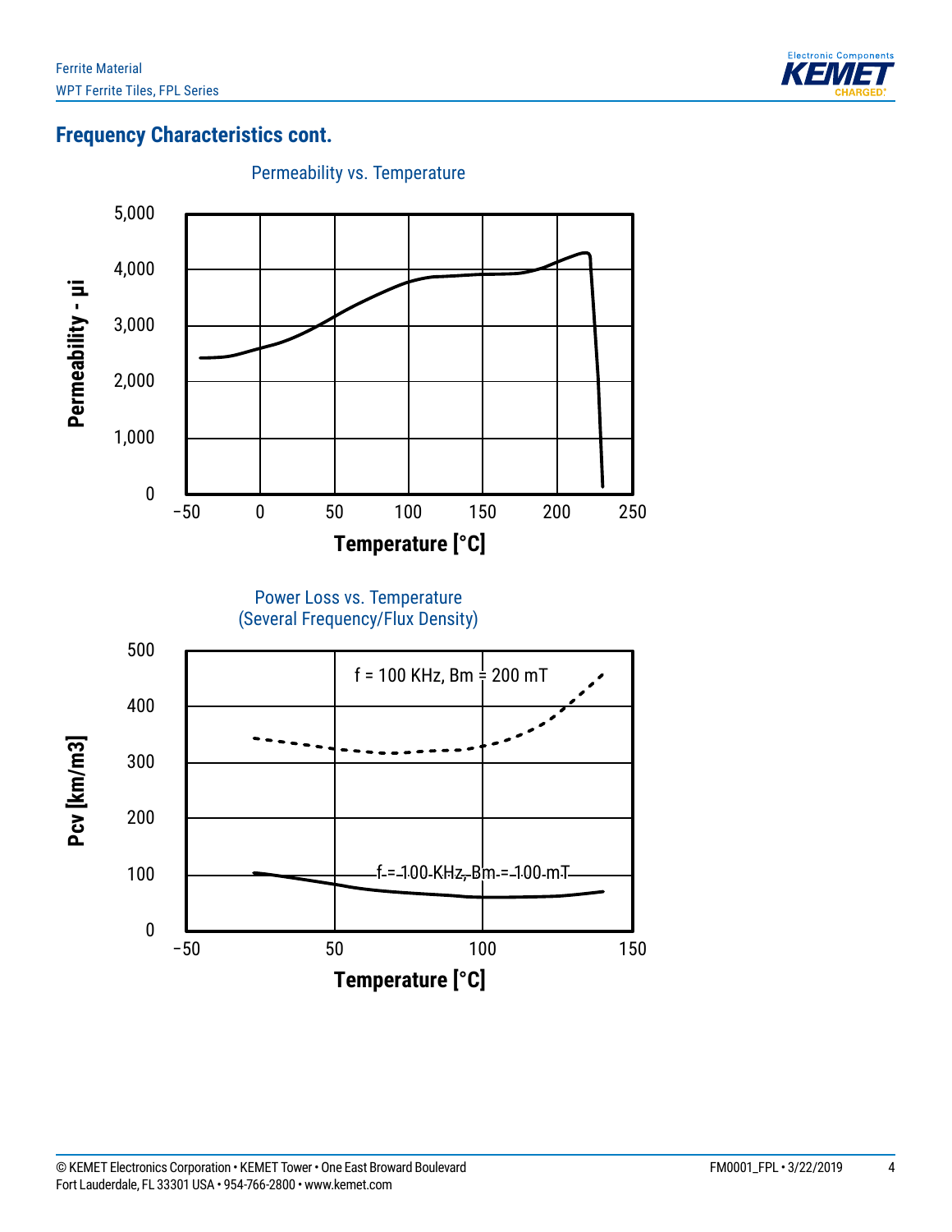## Frequency Characteristics cont.

Permeability vs. Temperature

Power Loss vs. Temperature
(Several Frequency/Flux Density)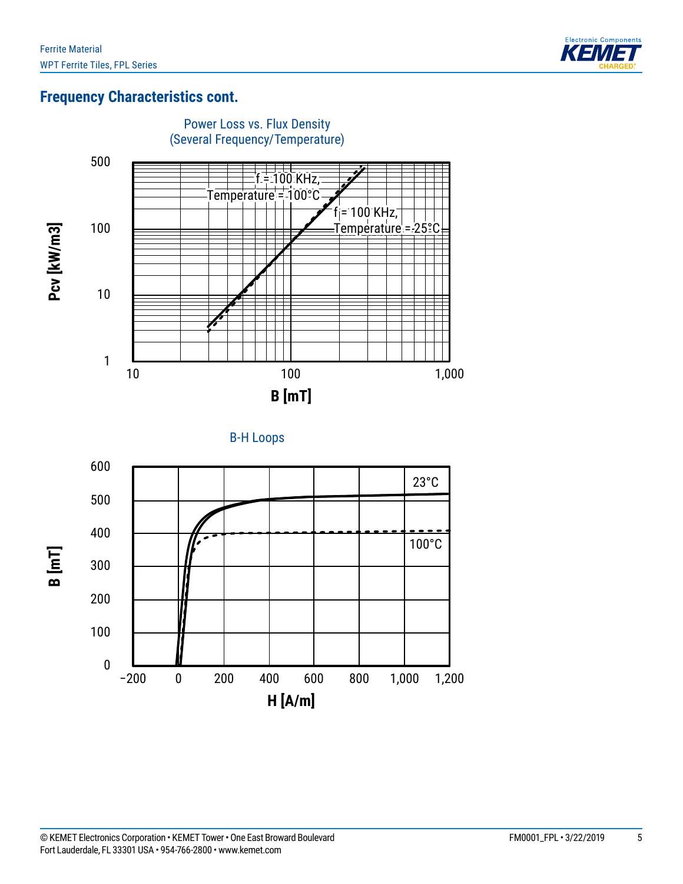## Frequency Characteristics cont.

Power Loss vs. Flux Density
(Several Frequency/Temperature)

f = 100 KHz,
Temperature = 100°C

f = 100 KHz,
Temperature = 25°C

Pcv [kW/m3]

B [mT]

B-H Loops

23°C

100°C

B [mT]

H [A/m]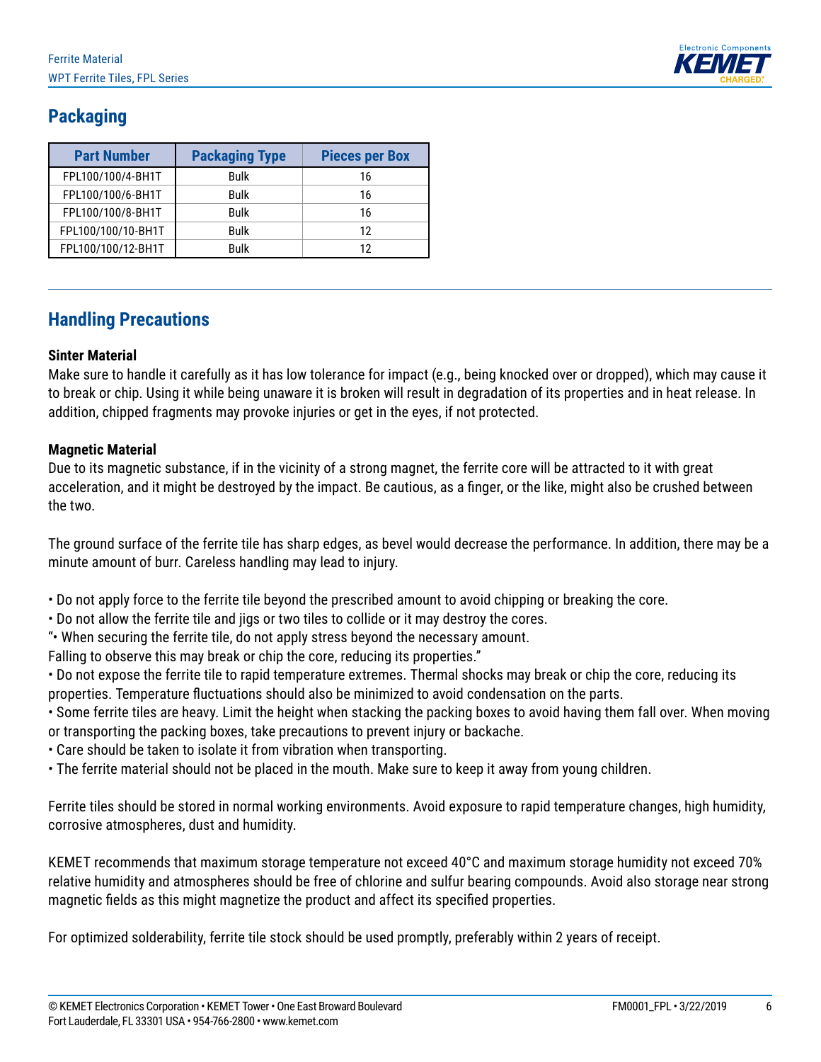## Packaging

| Part Number | Packaging Type | Pieces per Box |
| --- | --- | --- |
| FPL100/100/4-BH1T | Bulk | 16 |
| FPL100/100/6-BH1T | Bulk | 16 |
| FPL100/100/8-BH1T | Bulk | 16 |
| FPL100/100/10-BH1T | Bulk | 12 |
| FPL100/100/12-BH1T | Bulk | 12 |

## Handling Precautions

**Sinter Material**

Make sure to handle it carefully as it has low tolerance for impact (e.g., being knocked over or dropped), which may cause it to break or chip. Using it while being unaware it is broken will result in degradation of its properties and in heat release. In addition, chipped fragments may provoke injuries or get in the eyes, if not protected.

**Magnetic Material**

Due to its magnetic substance, if in the vicinity of a strong magnet, the ferrite core will be attracted to it with great acceleration, and it might be destroyed by the impact. Be cautious, as a finger, or the like, might also be crushed between the two.

The ground surface of the ferrite tile has sharp edges, as bevel would decrease the performance. In addition, there may be a minute amount of burr. Careless handling may lead to injury.

• Do not apply force to the ferrite tile beyond the prescribed amount to avoid chipping or breaking the core.
• Do not allow the ferrite tile and jigs or two tiles to collide or it may destroy the cores.
"• When securing the ferrite tile, do not apply stress beyond the necessary amount.
Falling to observe this may break or chip the core, reducing its properties."
• Do not expose the ferrite tile to rapid temperature extremes. Thermal shocks may break or chip the core, reducing its properties. Temperature fluctuations should also be minimized to avoid condensation on the parts.
• Some ferrite tiles are heavy. Limit the height when stacking the packing boxes to avoid having them fall over. When moving or transporting the packing boxes, take precautions to prevent injury or backache.
• Care should be taken to isolate it from vibration when transporting.
• The ferrite material should not be placed in the mouth. Make sure to keep it away from young children.

Ferrite tiles should be stored in normal working environments. Avoid exposure to rapid temperature changes, high humidity, corrosive atmospheres, dust and humidity.

KEMET recommends that maximum storage temperature not exceed 40°C and maximum storage humidity not exceed 70% relative humidity and atmospheres should be free of chlorine and sulfur bearing compounds. Avoid also storage near strong magnetic fields as this might magnetize the product and affect its specified properties.

For optimized solderability, ferrite tile stock should be used promptly, preferably within 2 years of receipt.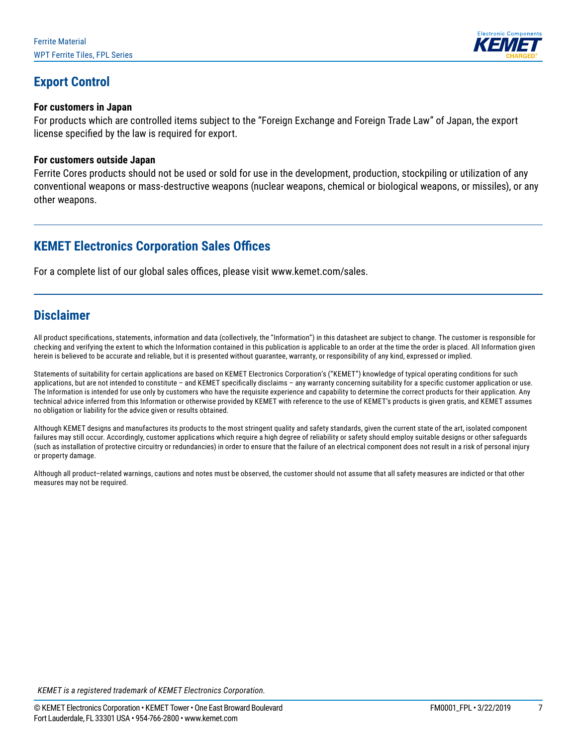## Export Control

**For customers in Japan**

For products which are controlled items subject to the "Foreign Exchange and Foreign Trade Law" of Japan, the export license specified by the law is required for export.

**For customers outside Japan**

Ferrite Cores products should not be used or sold for use in the development, production, stockpiling or utilization of any conventional weapons or mass-destructive weapons (nuclear weapons, chemical or biological weapons, or missiles), or any other weapons.

## KEMET Electronics Corporation Sales Offices

For a complete list of our global sales offices, please visit www.kemet.com/sales.

## Disclaimer

All product specifications, statements, information and data (collectively, the "Information") in this datasheet are subject to change. The customer is responsible for checking and verifying the extent to which the Information contained in this publication is applicable to an order at the time the order is placed. All Information given herein is believed to be accurate and reliable, but it is presented without guarantee, warranty, or responsibility of any kind, expressed or implied.

Statements of suitability for certain applications are based on KEMET Electronics Corporation's ("KEMET") knowledge of typical operating conditions for such applications, but are not intended to constitute – and KEMET specifically disclaims – any warranty concerning suitability for a specific customer application or use. The Information is intended for use only by customers who have the requisite experience and capability to determine the correct products for their application. Any technical advice inferred from this Information or otherwise provided by KEMET with reference to the use of KEMET's products is given gratis, and KEMET assumes no obligation or liability for the advice given or results obtained.

Although KEMET designs and manufactures its products to the most stringent quality and safety standards, given the current state of the art, isolated component failures may still occur. Accordingly, customer applications which require a high degree of reliability or safety should employ suitable designs or other safeguards (such as installation of protective circuitry or redundancies) in order to ensure that the failure of an electrical component does not result in a risk of personal injury or property damage.

Although all product–related warnings, cautions and notes must be observed, the customer should not assume that all safety measures are indicted or that other measures may not be required.

*KEMET is a registered trademark of KEMET Electronics Corporation.*